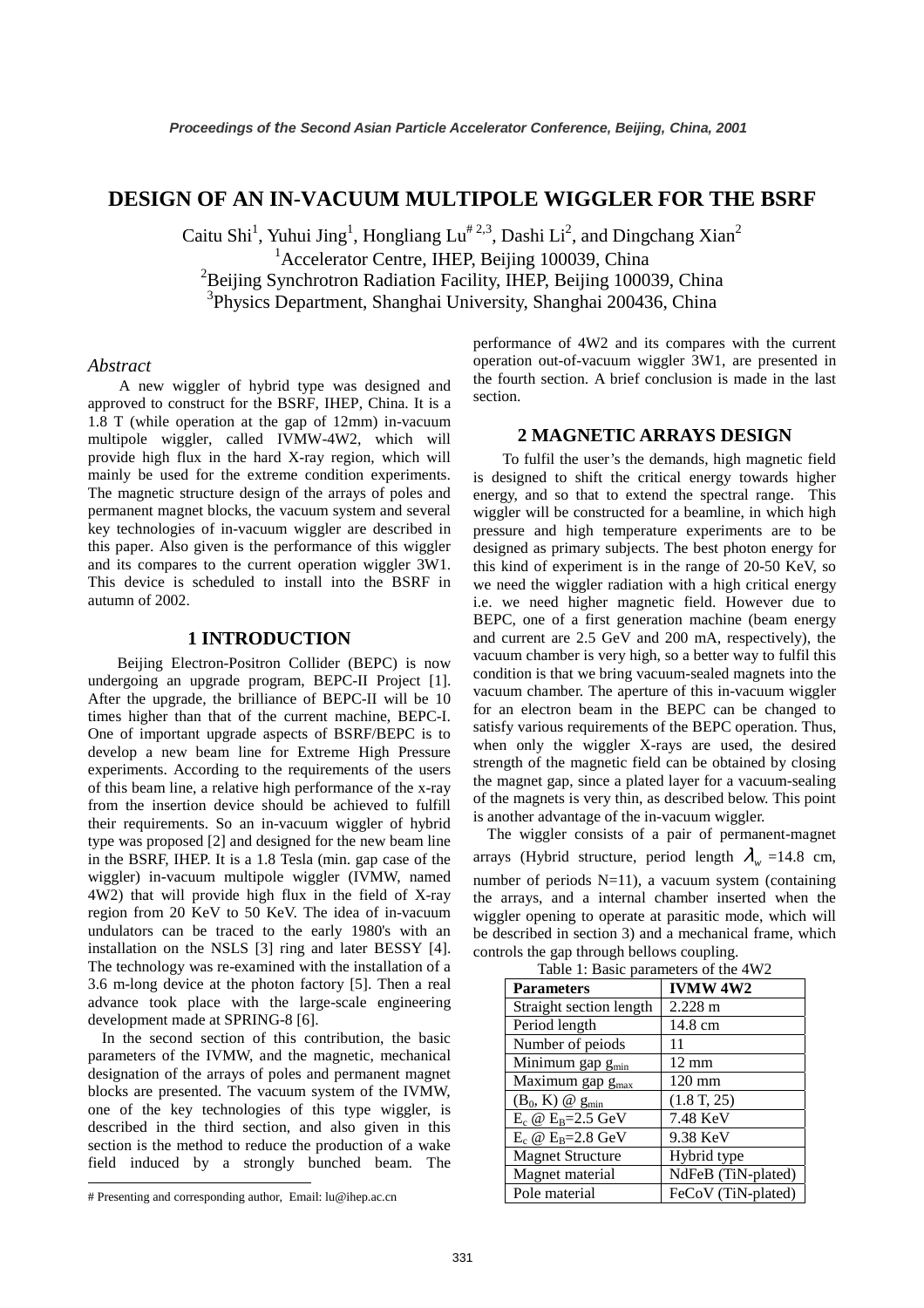# DESIGN OF AN IN-VACUUM MULTIPOLE WIGGLER FOR THE BSRF

Caitu Shi[1], Yuhui Jing[1], Hongliang Lu[# 2,3], Dashi Li[2], and Dingchang Xian[2]

[1]Accelerator Centre, IHEP, Beijing 100039, China

[2]Beijing Synchrotron Radiation Facility, IHEP, Beijing 100039, China

[3]Physics Department, Shanghai University, Shanghai 200436, China

## *Abstract*

A new wiggler of hybrid type was designed and approved to construct for the BSRF, IHEP, China. It is a 1.8 T (while operation at the gap of 12mm) in-vacuum multipole wiggler, called IVMW-4W2, which will provide high flux in the hard X-ray region, which will mainly be used for the extreme condition experiments. The magnetic structure design of the arrays of poles and permanent magnet blocks, the vacuum system and several key technologies of in-vacuum wiggler are described in this paper. Also given is the performance of this wiggler and its compares to the current operation wiggler 3W1. This device is scheduled to install into the BSRF in autumn of 2002.

## 1 INTRODUCTION

Beijing Electron-Positron Collider (BEPC) is now undergoing an upgrade program, BEPC-II Project [1]. After the upgrade, the brilliance of BEPC-II will be 10 times higher than that of the current machine, BEPC-I. One of important upgrade aspects of BSRF/BEPC is to develop a new beam line for Extreme High Pressure experiments. According to the requirements of the users of this beam line, a relative high performance of the x-ray from the insertion device should be achieved to fulfill their requirements. So an in-vacuum wiggler of hybrid type was proposed [2] and designed for the new beam line in the BSRF, IHEP. It is a 1.8 Tesla (min. gap case of the wiggler) in-vacuum multipole wiggler (IVMW, named 4W2) that will provide high flux in the field of X-ray region from 20 KeV to 50 KeV. The idea of in-vacuum undulators can be traced to the early 1980's with an installation on the NSLS [3] ring and later BESSY [4]. The technology was re-examined with the installation of a 3.6 m-long device at the photon factory [5]. Then a real advance took place with the large-scale engineering development made at SPRING-8 [6].

In the second section of this contribution, the basic parameters of the IVMW, and the magnetic, mechanical designation of the arrays of poles and permanent magnet blocks are presented. The vacuum system of the IVMW, one of the key technologies of this type wiggler, is described in the third section, and also given in this section is the method to reduce the production of a wake field induced by a strongly bunched beam. The performance of 4W2 and its compares with the current operation out-of-vacuum wiggler 3W1, are presented in the fourth section. A brief conclusion is made in the last section.

## 2 MAGNETIC ARRAYS DESIGN

To fulfil the user's the demands, high magnetic field is designed to shift the critical energy towards higher energy, and so that to extend the spectral range. This wiggler will be constructed for a beamline, in which high pressure and high temperature experiments are to be designed as primary subjects. The best photon energy for this kind of experiment is in the range of 20-50 KeV, so we need the wiggler radiation with a high critical energy i.e. we need higher magnetic field. However due to BEPC, one of a first generation machine (beam energy and current are 2.5 GeV and 200 mA, respectively), the vacuum chamber is very high, so a better way to fulfil this condition is that we bring vacuum-sealed magnets into the vacuum chamber. The aperture of this in-vacuum wiggler for an electron beam in the BEPC can be changed to satisfy various requirements of the BEPC operation. Thus, when only the wiggler X-rays are used, the desired strength of the magnetic field can be obtained by closing the magnet gap, since a plated layer for a vacuum-sealing of the magnets is very thin, as described below. This point is another advantage of the in-vacuum wiggler.

The wiggler consists of a pair of permanent-magnet arrays (Hybrid structure, period length $\lambda_w$ =14.8 cm, number of periods N=11), a vacuum system (containing the arrays, and a internal chamber inserted when the wiggler opening to operate at parasitic mode, which will be described in section 3) and a mechanical frame, which controls the gap through bellows coupling.

Table 1: Basic parameters of the 4W2

| Parameters | IVMW 4W2 |
|---|---|
| Straight section length | 2.228 m |
| Period length | 14.8 cm |
| Number of peiods | 11 |
| Minimum gap $g_{min}$ | 12 mm |
| Maximum gap $g_{max}$ | 120 mm |
| ($B_0$, K) @ $g_{min}$ | (1.8 T, 25) |
| $E_c$ @ $E_B$=2.5 GeV | 7.48 KeV |
| $E_c$ @ $E_B$=2.8 GeV | 9.38 KeV |
| Magnet Structure | Hybrid type |
| Magnet material | NdFeB (TiN-plated) |
| Pole material | FeCoV (TiN-plated) |

# Presenting and corresponding author, Email: lu@ihep.ac.cn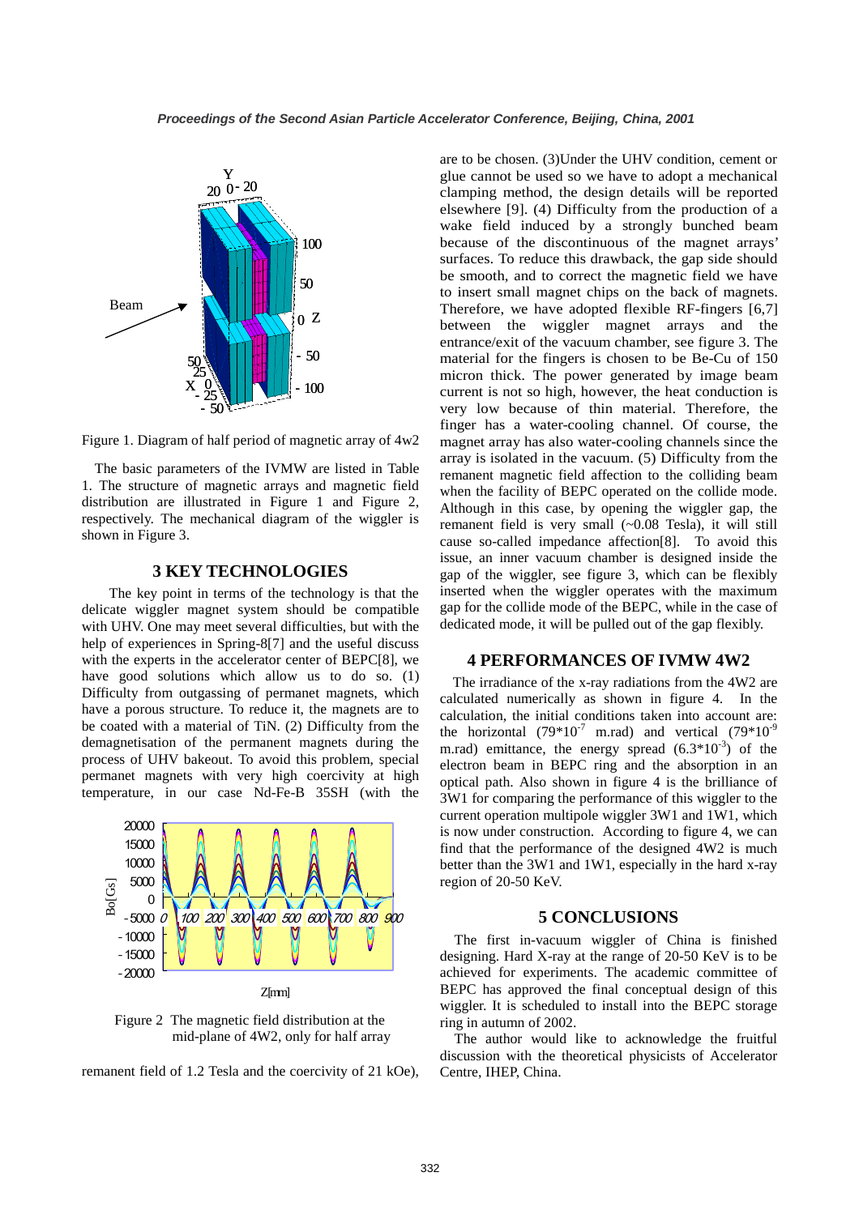Figure 1. Diagram of half period of magnetic array of 4w2

The basic parameters of the IVMW are listed in Table 1. The structure of magnetic arrays and magnetic field distribution are illustrated in Figure 1 and Figure 2, respectively. The mechanical diagram of the wiggler is shown in Figure 3.

## 3 KEY TECHNOLOGIES

The key point in terms of the technology is that the delicate wiggler magnet system should be compatible with UHV. One may meet several difficulties, but with the help of experiences in Spring-8[7] and the useful discuss with the experts in the accelerator center of BEPC[8], we have good solutions which allow us to do so. (1) Difficulty from outgassing of permanet magnets, which have a porous structure. To reduce it, the magnets are to be coated with a material of TiN. (2) Difficulty from the demagnetisation of the permanent magnets during the process of UHV bakeout. To avoid this problem, special permanet magnets with very high coercivity at high temperature, in our case Nd-Fe-B 35SH (with the remanent field of 1.2 Tesla and the coercivity of 21 kOe), are to be chosen. (3)Under the UHV condition, cement or glue cannot be used so we have to adopt a mechanical clamping method, the design details will be reported elsewhere [9]. (4) Difficulty from the production of a wake field induced by a strongly bunched beam because of the discontinuous of the magnet arrays' surfaces. To reduce this drawback, the gap side should be smooth, and to correct the magnetic field we have to insert small magnet chips on the back of magnets. Therefore, we have adopted flexible RF-fingers [6,7] between the wiggler magnet arrays and the entrance/exit of the vacuum chamber, see figure 3. The material for the fingers is chosen to be Be-Cu of 150 micron thick. The power generated by image beam current is not so high, however, the heat conduction is very low because of thin material. Therefore, the finger has a water-cooling channel. Of course, the magnet array has also water-cooling channels since the array is isolated in the vacuum. (5) Difficulty from the remanent magnetic field affection to the colliding beam when the facility of BEPC operated on the collide mode. Although in this case, by opening the wiggler gap, the remanent field is very small (~0.08 Tesla), it will still cause so-called impedance affection[8]. To avoid this issue, an inner vacuum chamber is designed inside the gap of the wiggler, see figure 3, which can be flexibly inserted when the wiggler operates with the maximum gap for the collide mode of the BEPC, while in the case of dedicated mode, it will be pulled out of the gap flexibly.

Figure 2 The magnetic field distribution at the mid-plane of 4W2, only for half array

## 4 PERFORMANCES OF IVMW 4W2

The irradiance of the x-ray radiations from the 4W2 are calculated numerically as shown in figure 4. In the calculation, the initial conditions taken into account are: the horizontal ($79*10^{-7}$ m.rad) and vertical ($79*10^{-9}$ m.rad) emittance, the energy spread ($6.3*10^{-3}$) of the electron beam in BEPC ring and the absorption in an optical path. Also shown in figure 4 is the brilliance of 3W1 for comparing the performance of this wiggler to the current operation multipole wiggler 3W1 and 1W1, which is now under construction. According to figure 4, we can find that the performance of the designed 4W2 is much better than the 3W1 and 1W1, especially in the hard x-ray region of 20-50 KeV.

## 5 CONCLUSIONS

The first in-vacuum wiggler of China is finished designing. Hard X-ray at the range of 20-50 KeV is to be achieved for experiments. The academic committee of BEPC has approved the final conceptual design of this wiggler. It is scheduled to install into the BEPC storage ring in autumn of 2002.

The author would like to acknowledge the fruitful discussion with the theoretical physicists of Accelerator Centre, IHEP, China.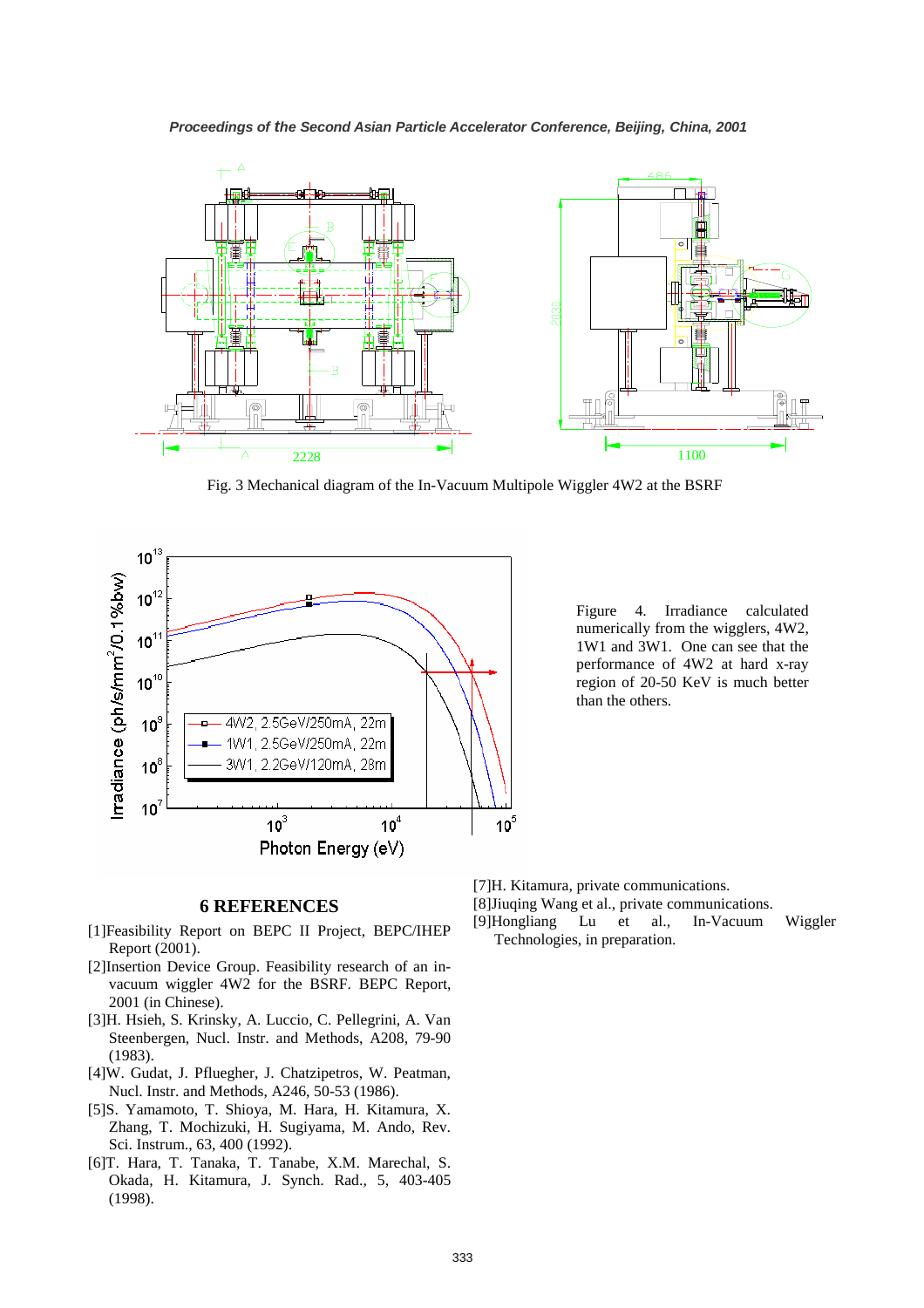2228

1100

2030

486

Fig. 3 Mechanical diagram of the In-Vacuum Multipole Wiggler 4W2 at the BSRF

Irradiance (ph/s/mm$^2$/0.1%bw)

$10^{13}$
$10^{12}$
$10^{11}$
$10^{10}$
$10^{9}$
$10^{8}$
$10^{7}$

4W2, 2.5GeV/250mA, 22m
1W1, 2.5GeV/250mA, 22m
3W1, 2.2GeV/120mA, 28m

$10^{3}$
$10^{4}$
$10^{5}$

Photon Energy (eV)

Figure 4. Irradiance calculated numerically from the wigglers, 4W2, 1W1 and 3W1. One can see that the performance of 4W2 at hard x-ray region of 20-50 KeV is much better than the others.

## 6 REFERENCES

[1]Feasibility Report on BEPC II Project, BEPC/IHEP Report (2001).

[2]Insertion Device Group. Feasibility research of an in-vacuum wiggler 4W2 for the BSRF. BEPC Report, 2001 (in Chinese).

[3]H. Hsieh, S. Krinsky, A. Luccio, C. Pellegrini, A. Van Steenbergen, Nucl. Instr. and Methods, A208, 79-90 (1983).

[4]W. Gudat, J. Pfluegher, J. Chatzipetros, W. Peatman, Nucl. Instr. and Methods, A246, 50-53 (1986).

[5]S. Yamamoto, T. Shioya, M. Hara, H. Kitamura, X. Zhang, T. Mochizuki, H. Sugiyama, M. Ando, Rev. Sci. Instrum., 63, 400 (1992).

[6]T. Hara, T. Tanaka, T. Tanabe, X.M. Marechal, S. Okada, H. Kitamura, J. Synch. Rad., 5, 403-405 (1998).

[7]H. Kitamura, private communications.

[8]Jiuqing Wang et al., private communications.

[9]Hongliang Lu et al., In-Vacuum Wiggler Technologies, in preparation.